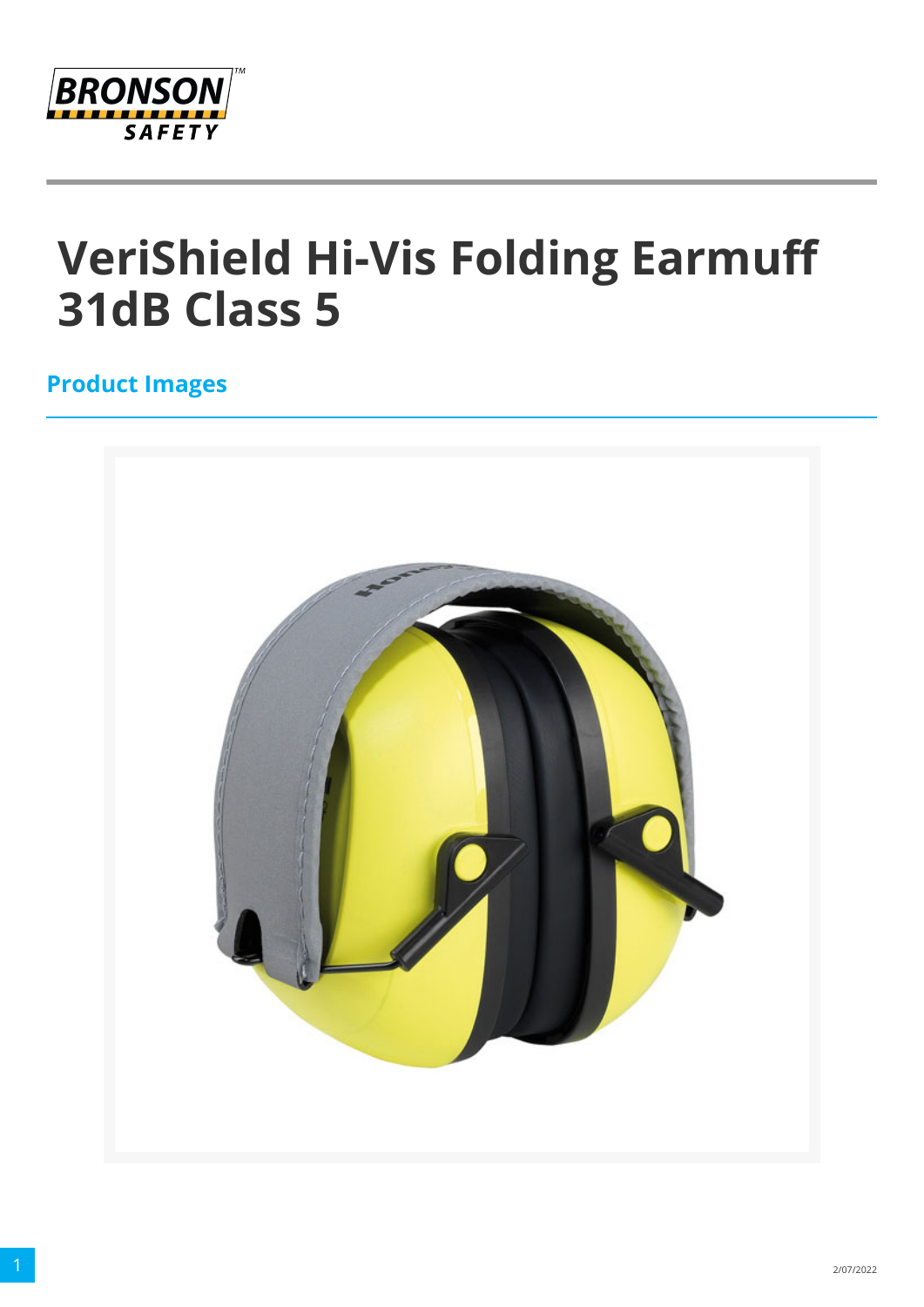# VeriShield Hi-Vis Folding Earmuff 31dB Class 5

## Product Images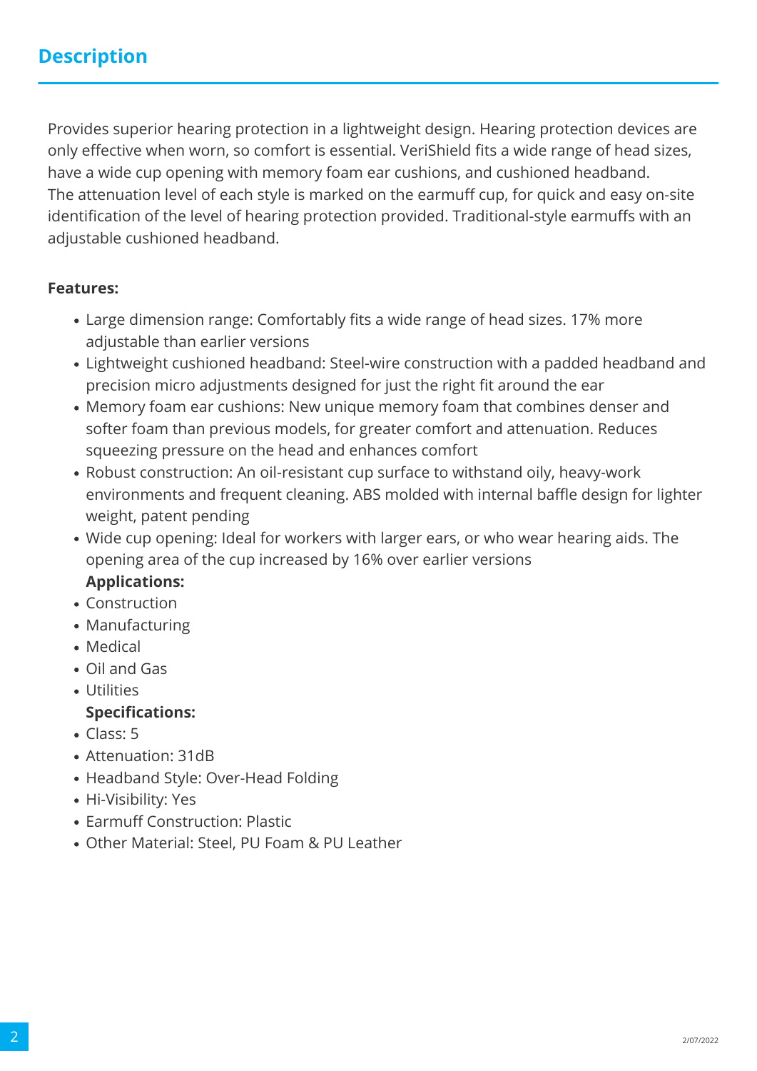## Description

Provides superior hearing protection in a lightweight design. Hearing protection devices are only effective when worn, so comfort is essential. VeriShield fits a wide range of head sizes, have a wide cup opening with memory foam ear cushions, and cushioned headband.
The attenuation level of each style is marked on the earmuff cup, for quick and easy on-site identification of the level of hearing protection provided. Traditional-style earmuffs with an adjustable cushioned headband.

**Features:**

- Large dimension range: Comfortably fits a wide range of head sizes. 17% more adjustable than earlier versions
- Lightweight cushioned headband: Steel-wire construction with a padded headband and precision micro adjustments designed for just the right fit around the ear
- Memory foam ear cushions: New unique memory foam that combines denser and softer foam than previous models, for greater comfort and attenuation. Reduces squeezing pressure on the head and enhances comfort
- Robust construction: An oil-resistant cup surface to withstand oily, heavy-work environments and frequent cleaning. ABS molded with internal baffle design for lighter weight, patent pending
- Wide cup opening: Ideal for workers with larger ears, or who wear hearing aids. The opening area of the cup increased by 16% over earlier versions

**Applications:**

- Construction
- Manufacturing
- Medical
- Oil and Gas
- Utilities

**Specifications:**

- Class: 5
- Attenuation: 31dB
- Headband Style: Over-Head Folding
- Hi-Visibility: Yes
- Earmuff Construction: Plastic
- Other Material: Steel, PU Foam & PU Leather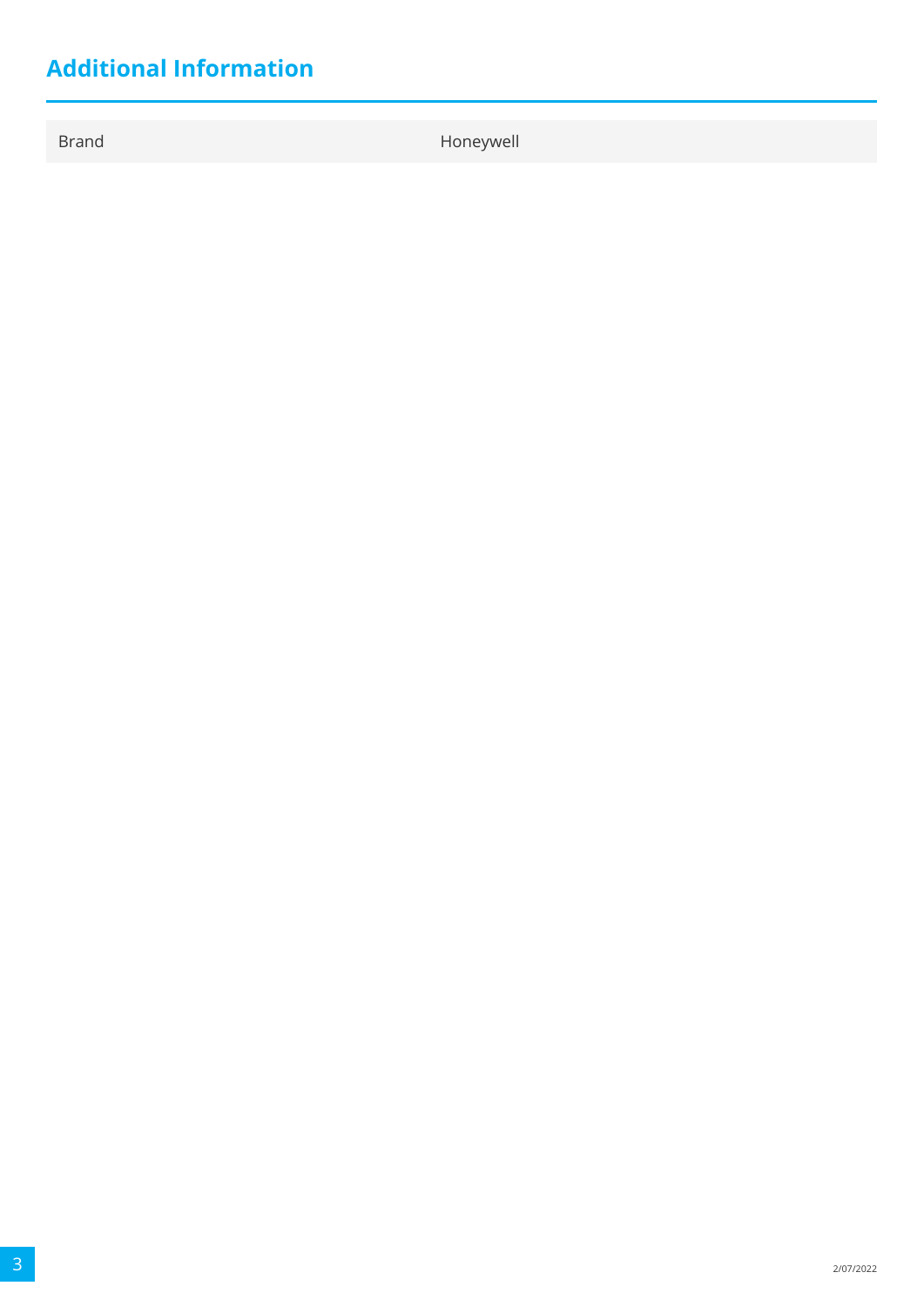## Additional Information

| | |
|---|---|
| Brand | Honeywell |